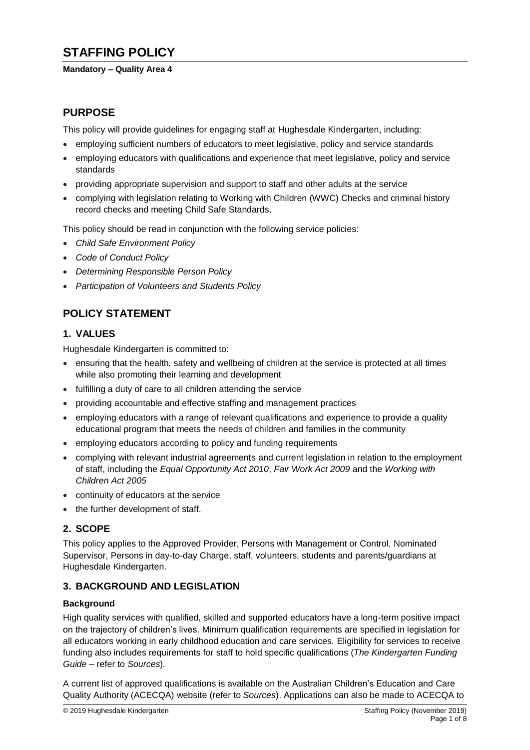# STAFFING POLICY

**Mandatory – Quality Area 4**

## PURPOSE

This policy will provide guidelines for engaging staff at Hughesdale Kindergarten, including:

- employing sufficient numbers of educators to meet legislative, policy and service standards
- employing educators with qualifications and experience that meet legislative, policy and service standards
- providing appropriate supervision and support to staff and other adults at the service
- complying with legislation relating to Working with Children (WWC) Checks and criminal history record checks and meeting Child Safe Standards.

This policy should be read in conjunction with the following service policies:

- *Child Safe Environment Policy*
- *Code of Conduct Policy*
- *Determining Responsible Person Policy*
- *Participation of Volunteers and Students Policy*

## POLICY STATEMENT

### 1. VALUES

Hughesdale Kindergarten is committed to:

- ensuring that the health, safety and wellbeing of children at the service is protected at all times while also promoting their learning and development
- fulfilling a duty of care to all children attending the service
- providing accountable and effective staffing and management practices
- employing educators with a range of relevant qualifications and experience to provide a quality educational program that meets the needs of children and families in the community
- employing educators according to policy and funding requirements
- complying with relevant industrial agreements and current legislation in relation to the employment of staff, including the *Equal Opportunity Act 2010*, *Fair Work Act 2009* and the *Working with Children Act 2005*
- continuity of educators at the service
- the further development of staff.

### 2. SCOPE

This policy applies to the Approved Provider, Persons with Management or Control, Nominated Supervisor, Persons in day-to-day Charge, staff, volunteers, students and parents/guardians at Hughesdale Kindergarten.

### 3. BACKGROUND AND LEGISLATION

**Background**

High quality services with qualified, skilled and supported educators have a long-term positive impact on the trajectory of children's lives. Minimum qualification requirements are specified in legislation for all educators working in early childhood education and care services. Eligibility for services to receive funding also includes requirements for staff to hold specific qualifications (*The Kindergarten Funding Guide* – refer to *Sources*).

A current list of approved qualifications is available on the Australian Children's Education and Care Quality Authority (ACECQA) website (refer to *Sources*). Applications can also be made to ACECQA to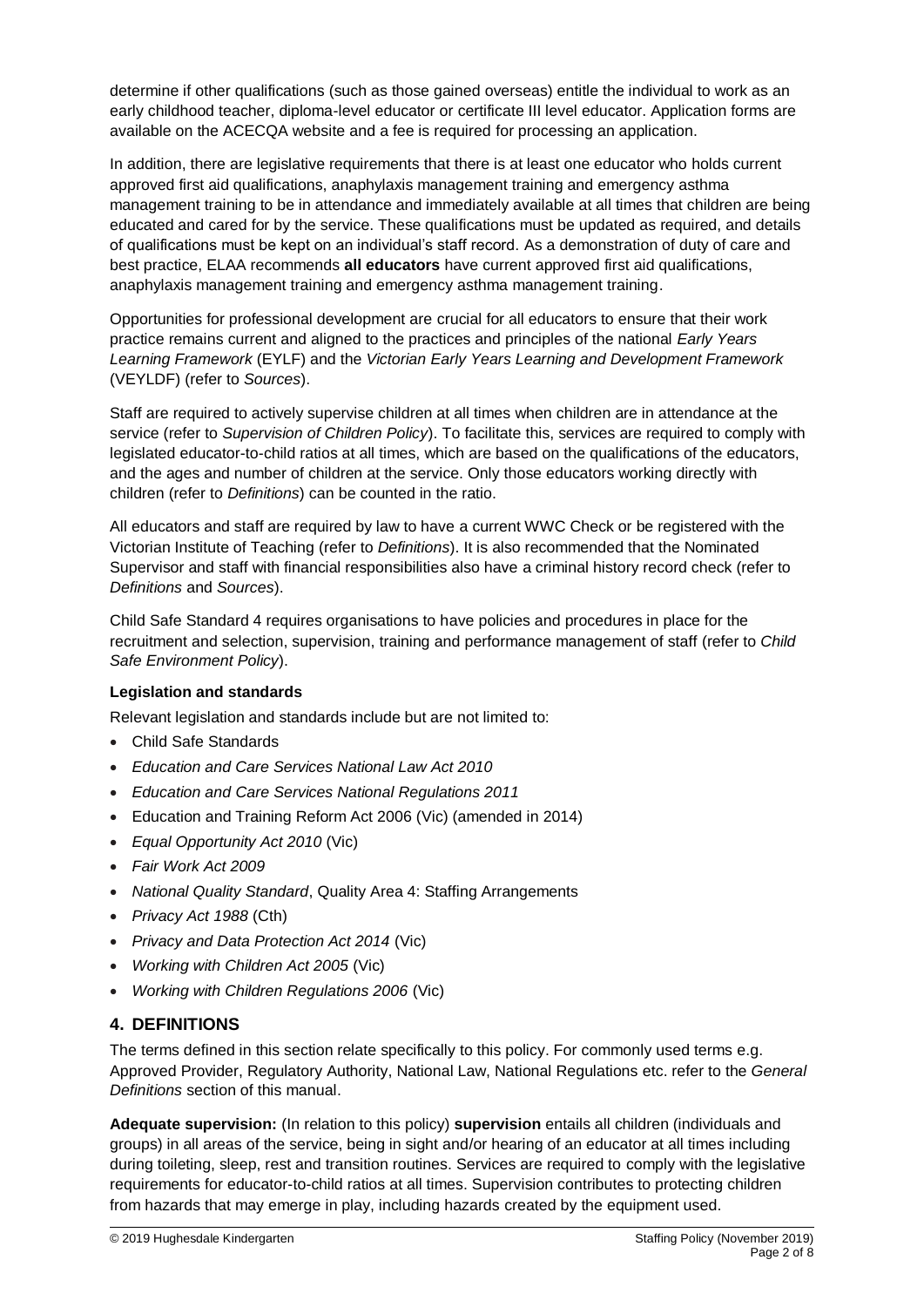determine if other qualifications (such as those gained overseas) entitle the individual to work as an early childhood teacher, diploma-level educator or certificate III level educator. Application forms are available on the ACECQA website and a fee is required for processing an application.

In addition, there are legislative requirements that there is at least one educator who holds current approved first aid qualifications, anaphylaxis management training and emergency asthma management training to be in attendance and immediately available at all times that children are being educated and cared for by the service. These qualifications must be updated as required, and details of qualifications must be kept on an individual's staff record. As a demonstration of duty of care and best practice, ELAA recommends **all educators** have current approved first aid qualifications, anaphylaxis management training and emergency asthma management training.

Opportunities for professional development are crucial for all educators to ensure that their work practice remains current and aligned to the practices and principles of the national *Early Years Learning Framework* (EYLF) and the *Victorian Early Years Learning and Development Framework* (VEYLDF) (refer to *Sources*).

Staff are required to actively supervise children at all times when children are in attendance at the service (refer to *Supervision of Children Policy*). To facilitate this, services are required to comply with legislated educator-to-child ratios at all times, which are based on the qualifications of the educators, and the ages and number of children at the service. Only those educators working directly with children (refer to *Definitions*) can be counted in the ratio.

All educators and staff are required by law to have a current WWC Check or be registered with the Victorian Institute of Teaching (refer to *Definitions*). It is also recommended that the Nominated Supervisor and staff with financial responsibilities also have a criminal history record check (refer to *Definitions* and *Sources*).

Child Safe Standard 4 requires organisations to have policies and procedures in place for the recruitment and selection, supervision, training and performance management of staff (refer to *Child Safe Environment Policy*).

**Legislation and standards**

Relevant legislation and standards include but are not limited to:

- Child Safe Standards
- *Education and Care Services National Law Act 2010*
- *Education and Care Services National Regulations 2011*
- Education and Training Reform Act 2006 (Vic) (amended in 2014)
- *Equal Opportunity Act 2010* (Vic)
- *Fair Work Act 2009*
- *National Quality Standard*, Quality Area 4: Staffing Arrangements
- *Privacy Act 1988* (Cth)
- *Privacy and Data Protection Act 2014* (Vic)
- *Working with Children Act 2005* (Vic)
- *Working with Children Regulations 2006* (Vic)

## 4. DEFINITIONS

The terms defined in this section relate specifically to this policy. For commonly used terms e.g. Approved Provider, Regulatory Authority, National Law, National Regulations etc. refer to the *General Definitions* section of this manual.

**Adequate supervision:** (In relation to this policy) **supervision** entails all children (individuals and groups) in all areas of the service, being in sight and/or hearing of an educator at all times including during toileting, sleep, rest and transition routines. Services are required to comply with the legislative requirements for educator-to-child ratios at all times. Supervision contributes to protecting children from hazards that may emerge in play, including hazards created by the equipment used.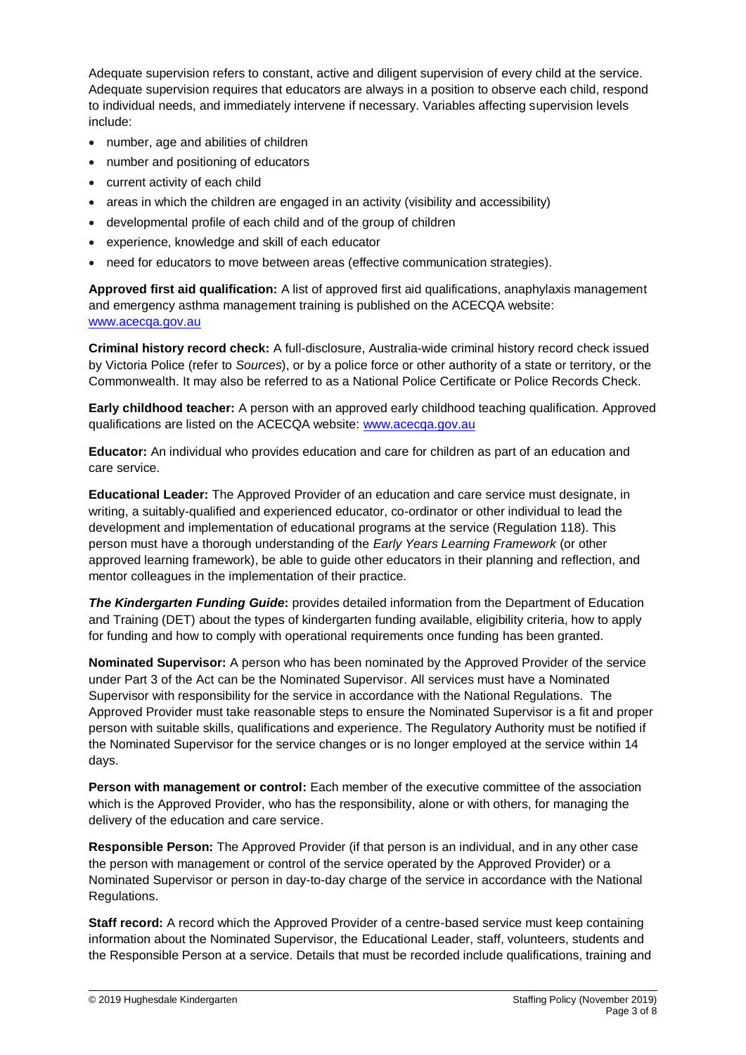Adequate supervision refers to constant, active and diligent supervision of every child at the service. Adequate supervision requires that educators are always in a position to observe each child, respond to individual needs, and immediately intervene if necessary. Variables affecting supervision levels include:

- number, age and abilities of children
- number and positioning of educators
- current activity of each child
- areas in which the children are engaged in an activity (visibility and accessibility)
- developmental profile of each child and of the group of children
- experience, knowledge and skill of each educator
- need for educators to move between areas (effective communication strategies).

**Approved first aid qualification:** A list of approved first aid qualifications, anaphylaxis management and emergency asthma management training is published on the ACECQA website: www.acecqa.gov.au

**Criminal history record check:** A full-disclosure, Australia-wide criminal history record check issued by Victoria Police (refer to *Sources*), or by a police force or other authority of a state or territory, or the Commonwealth. It may also be referred to as a National Police Certificate or Police Records Check.

**Early childhood teacher:** A person with an approved early childhood teaching qualification. Approved qualifications are listed on the ACECQA website: www.acecqa.gov.au

**Educator:** An individual who provides education and care for children as part of an education and care service.

**Educational Leader:** The Approved Provider of an education and care service must designate, in writing, a suitably-qualified and experienced educator, co-ordinator or other individual to lead the development and implementation of educational programs at the service (Regulation 118). This person must have a thorough understanding of the *Early Years Learning Framework* (or other approved learning framework), be able to guide other educators in their planning and reflection, and mentor colleagues in the implementation of their practice.

***The Kindergarten Funding Guide*:** provides detailed information from the Department of Education and Training (DET) about the types of kindergarten funding available, eligibility criteria, how to apply for funding and how to comply with operational requirements once funding has been granted.

**Nominated Supervisor:** A person who has been nominated by the Approved Provider of the service under Part 3 of the Act can be the Nominated Supervisor. All services must have a Nominated Supervisor with responsibility for the service in accordance with the National Regulations. The Approved Provider must take reasonable steps to ensure the Nominated Supervisor is a fit and proper person with suitable skills, qualifications and experience. The Regulatory Authority must be notified if the Nominated Supervisor for the service changes or is no longer employed at the service within 14 days.

**Person with management or control:** Each member of the executive committee of the association which is the Approved Provider, who has the responsibility, alone or with others, for managing the delivery of the education and care service.

**Responsible Person:** The Approved Provider (if that person is an individual, and in any other case the person with management or control of the service operated by the Approved Provider) or a Nominated Supervisor or person in day-to-day charge of the service in accordance with the National Regulations.

**Staff record:** A record which the Approved Provider of a centre-based service must keep containing information about the Nominated Supervisor, the Educational Leader, staff, volunteers, students and the Responsible Person at a service. Details that must be recorded include qualifications, training and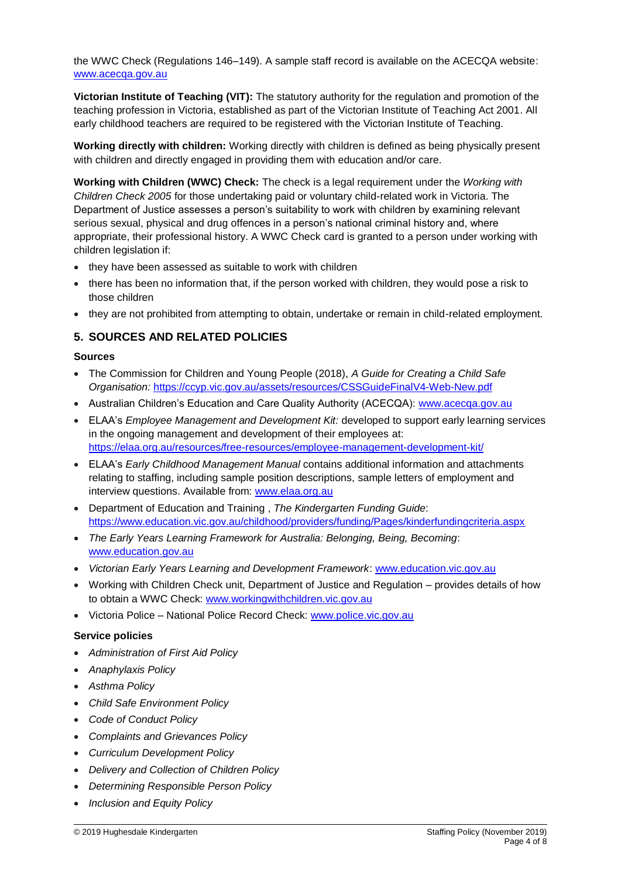the WWC Check (Regulations 146–149). A sample staff record is available on the ACECQA website: [www.acecqa.gov.au](http://www.acecqa.gov.au)

**Victorian Institute of Teaching (VIT):** The statutory authority for the regulation and promotion of the teaching profession in Victoria, established as part of the Victorian Institute of Teaching Act 2001. All early childhood teachers are required to be registered with the Victorian Institute of Teaching.

**Working directly with children:** Working directly with children is defined as being physically present with children and directly engaged in providing them with education and/or care.

**Working with Children (WWC) Check:** The check is a legal requirement under the *Working with Children Check 2005* for those undertaking paid or voluntary child-related work in Victoria. The Department of Justice assesses a person's suitability to work with children by examining relevant serious sexual, physical and drug offences in a person's national criminal history and, where appropriate, their professional history. A WWC Check card is granted to a person under working with children legislation if:

- they have been assessed as suitable to work with children
- there has been no information that, if the person worked with children, they would pose a risk to those children
- they are not prohibited from attempting to obtain, undertake or remain in child-related employment.

## 5. SOURCES AND RELATED POLICIES

### Sources

- The Commission for Children and Young People (2018), *A Guide for Creating a Child Safe Organisation:* [https://ccyp.vic.gov.au/assets/resources/CSSGuideFinalV4-Web-New.pdf](https://ccyp.vic.gov.au/assets/resources/CSSGuideFinalV4-Web-New.pdf)
- Australian Children's Education and Care Quality Authority (ACECQA): [www.acecqa.gov.au](http://www.acecqa.gov.au)
- ELAA's *Employee Management and Development Kit:* developed to support early learning services in the ongoing management and development of their employees at: [https://elaa.org.au/resources/free-resources/employee-management-development-kit/](https://elaa.org.au/resources/free-resources/employee-management-development-kit/)
- ELAA's *Early Childhood Management Manual* contains additional information and attachments relating to staffing, including sample position descriptions, sample letters of employment and interview questions. Available from: [www.elaa.org.au](http://www.elaa.org.au)
- Department of Education and Training , *The Kindergarten Funding Guide*: [https://www.education.vic.gov.au/childhood/providers/funding/Pages/kinderfundingcriteria.aspx](https://www.education.vic.gov.au/childhood/providers/funding/Pages/kinderfundingcriteria.aspx)
- *The Early Years Learning Framework for Australia: Belonging, Being, Becoming*: [www.education.gov.au](http://www.education.gov.au)
- *Victorian Early Years Learning and Development Framework*: [www.education.vic.gov.au](http://www.education.vic.gov.au)
- Working with Children Check unit, Department of Justice and Regulation – provides details of how to obtain a WWC Check: [www.workingwithchildren.vic.gov.au](http://www.workingwithchildren.vic.gov.au)
- Victoria Police – National Police Record Check: [www.police.vic.gov.au](http://www.police.vic.gov.au)

### Service policies

- *Administration of First Aid Policy*
- *Anaphylaxis Policy*
- *Asthma Policy*
- *Child Safe Environment Policy*
- *Code of Conduct Policy*
- *Complaints and Grievances Policy*
- *Curriculum Development Policy*
- *Delivery and Collection of Children Policy*
- *Determining Responsible Person Policy*
- *Inclusion and Equity Policy*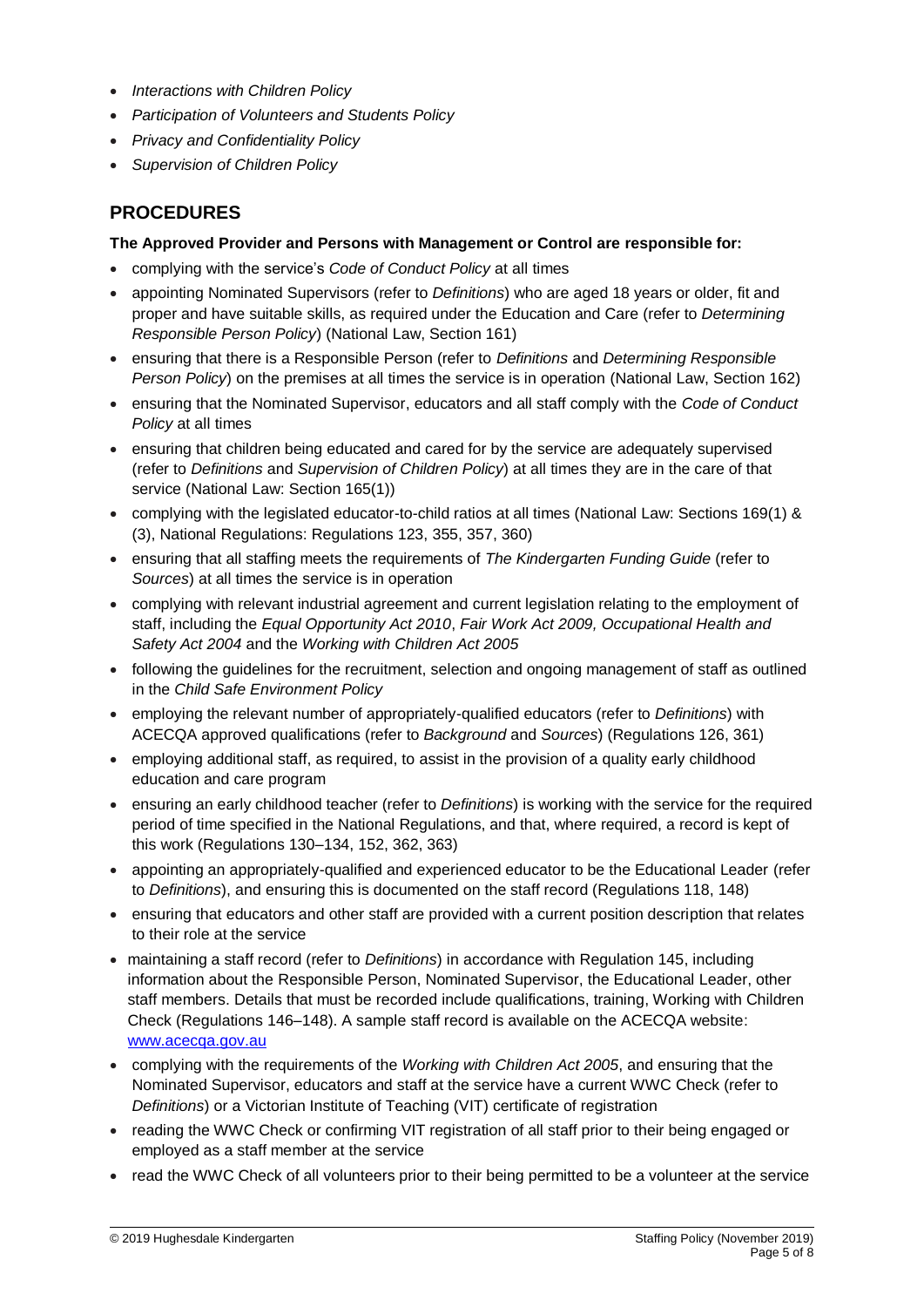- *Interactions with Children Policy*
- *Participation of Volunteers and Students Policy*
- *Privacy and Confidentiality Policy*
- *Supervision of Children Policy*

## PROCEDURES

**The Approved Provider and Persons with Management or Control are responsible for:**

- complying with the service's *Code of Conduct Policy* at all times
- appointing Nominated Supervisors (refer to *Definitions*) who are aged 18 years or older, fit and proper and have suitable skills, as required under the Education and Care (refer to *Determining Responsible Person Policy*) (National Law, Section 161)
- ensuring that there is a Responsible Person (refer to *Definitions* and *Determining Responsible Person Policy*) on the premises at all times the service is in operation (National Law, Section 162)
- ensuring that the Nominated Supervisor, educators and all staff comply with the *Code of Conduct Policy* at all times
- ensuring that children being educated and cared for by the service are adequately supervised (refer to *Definitions* and *Supervision of Children Policy*) at all times they are in the care of that service (National Law: Section 165(1))
- complying with the legislated educator-to-child ratios at all times (National Law: Sections 169(1) & (3), National Regulations: Regulations 123, 355, 357, 360)
- ensuring that all staffing meets the requirements of *The Kindergarten Funding Guide* (refer to *Sources*) at all times the service is in operation
- complying with relevant industrial agreement and current legislation relating to the employment of staff, including the *Equal Opportunity Act 2010*, *Fair Work Act 2009, Occupational Health and Safety Act 2004* and the *Working with Children Act 2005*
- following the guidelines for the recruitment, selection and ongoing management of staff as outlined in the *Child Safe Environment Policy*
- employing the relevant number of appropriately-qualified educators (refer to *Definitions*) with ACECQA approved qualifications (refer to *Background* and *Sources*) (Regulations 126, 361)
- employing additional staff, as required, to assist in the provision of a quality early childhood education and care program
- ensuring an early childhood teacher (refer to *Definitions*) is working with the service for the required period of time specified in the National Regulations, and that, where required, a record is kept of this work (Regulations 130–134, 152, 362, 363)
- appointing an appropriately-qualified and experienced educator to be the Educational Leader (refer to *Definitions*), and ensuring this is documented on the staff record (Regulations 118, 148)
- ensuring that educators and other staff are provided with a current position description that relates to their role at the service
- maintaining a staff record (refer to *Definitions*) in accordance with Regulation 145, including information about the Responsible Person, Nominated Supervisor, the Educational Leader, other staff members. Details that must be recorded include qualifications, training, Working with Children Check (Regulations 146–148). A sample staff record is available on the ACECQA website: [www.acecqa.gov.au](http://www.acecqa.gov.au)
- complying with the requirements of the *Working with Children Act 2005*, and ensuring that the Nominated Supervisor, educators and staff at the service have a current WWC Check (refer to *Definitions*) or a Victorian Institute of Teaching (VIT) certificate of registration
- reading the WWC Check or confirming VIT registration of all staff prior to their being engaged or employed as a staff member at the service
- read the WWC Check of all volunteers prior to their being permitted to be a volunteer at the service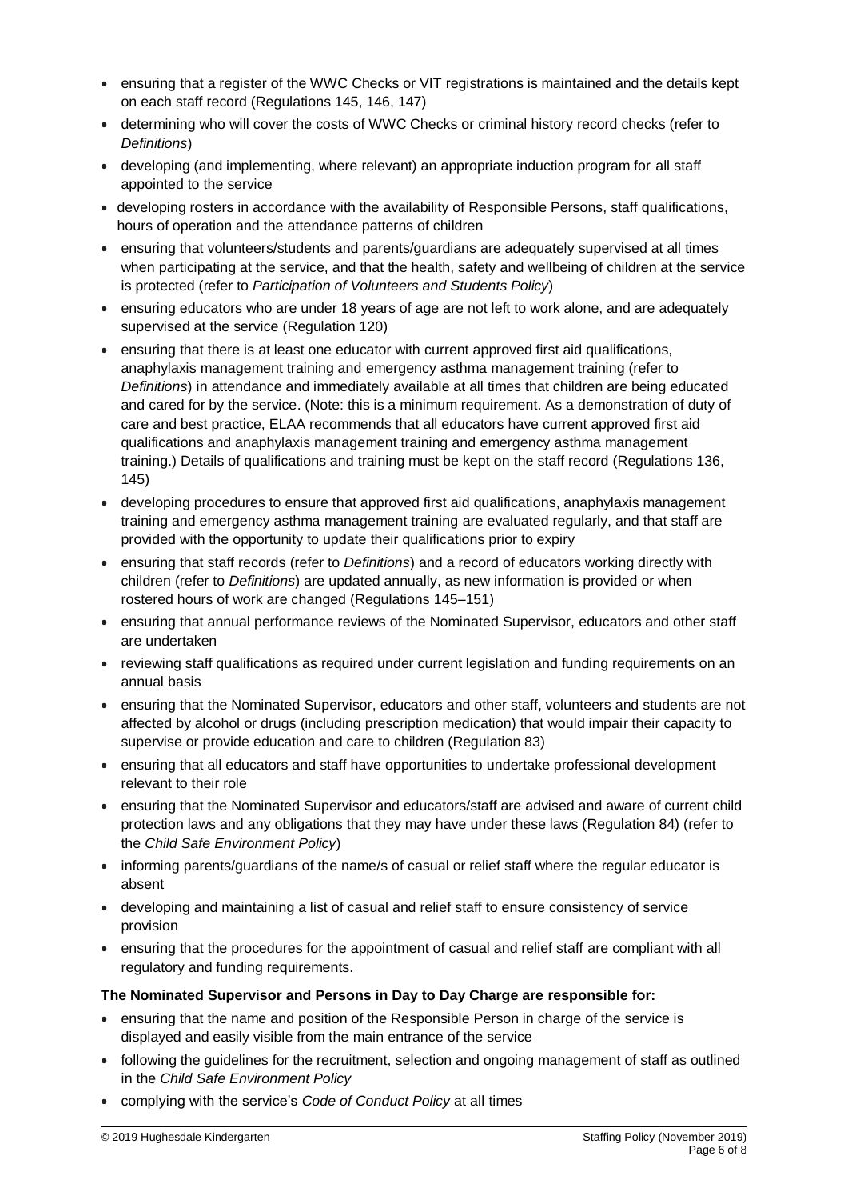- ensuring that a register of the WWC Checks or VIT registrations is maintained and the details kept on each staff record (Regulations 145, 146, 147)
- determining who will cover the costs of WWC Checks or criminal history record checks (refer to *Definitions*)
- developing (and implementing, where relevant) an appropriate induction program for all staff appointed to the service
- developing rosters in accordance with the availability of Responsible Persons, staff qualifications, hours of operation and the attendance patterns of children
- ensuring that volunteers/students and parents/guardians are adequately supervised at all times when participating at the service, and that the health, safety and wellbeing of children at the service is protected (refer to *Participation of Volunteers and Students Policy*)
- ensuring educators who are under 18 years of age are not left to work alone, and are adequately supervised at the service (Regulation 120)
- ensuring that there is at least one educator with current approved first aid qualifications, anaphylaxis management training and emergency asthma management training (refer to *Definitions*) in attendance and immediately available at all times that children are being educated and cared for by the service. (Note: this is a minimum requirement. As a demonstration of duty of care and best practice, ELAA recommends that all educators have current approved first aid qualifications and anaphylaxis management training and emergency asthma management training.) Details of qualifications and training must be kept on the staff record (Regulations 136, 145)
- developing procedures to ensure that approved first aid qualifications, anaphylaxis management training and emergency asthma management training are evaluated regularly, and that staff are provided with the opportunity to update their qualifications prior to expiry
- ensuring that staff records (refer to *Definitions*) and a record of educators working directly with children (refer to *Definitions*) are updated annually, as new information is provided or when rostered hours of work are changed (Regulations 145–151)
- ensuring that annual performance reviews of the Nominated Supervisor, educators and other staff are undertaken
- reviewing staff qualifications as required under current legislation and funding requirements on an annual basis
- ensuring that the Nominated Supervisor, educators and other staff, volunteers and students are not affected by alcohol or drugs (including prescription medication) that would impair their capacity to supervise or provide education and care to children (Regulation 83)
- ensuring that all educators and staff have opportunities to undertake professional development relevant to their role
- ensuring that the Nominated Supervisor and educators/staff are advised and aware of current child protection laws and any obligations that they may have under these laws (Regulation 84) (refer to the *Child Safe Environment Policy*)
- informing parents/guardians of the name/s of casual or relief staff where the regular educator is absent
- developing and maintaining a list of casual and relief staff to ensure consistency of service provision
- ensuring that the procedures for the appointment of casual and relief staff are compliant with all regulatory and funding requirements.

**The Nominated Supervisor and Persons in Day to Day Charge are responsible for:**

- ensuring that the name and position of the Responsible Person in charge of the service is displayed and easily visible from the main entrance of the service
- following the guidelines for the recruitment, selection and ongoing management of staff as outlined in the *Child Safe Environment Policy*
- complying with the service's *Code of Conduct Policy* at all times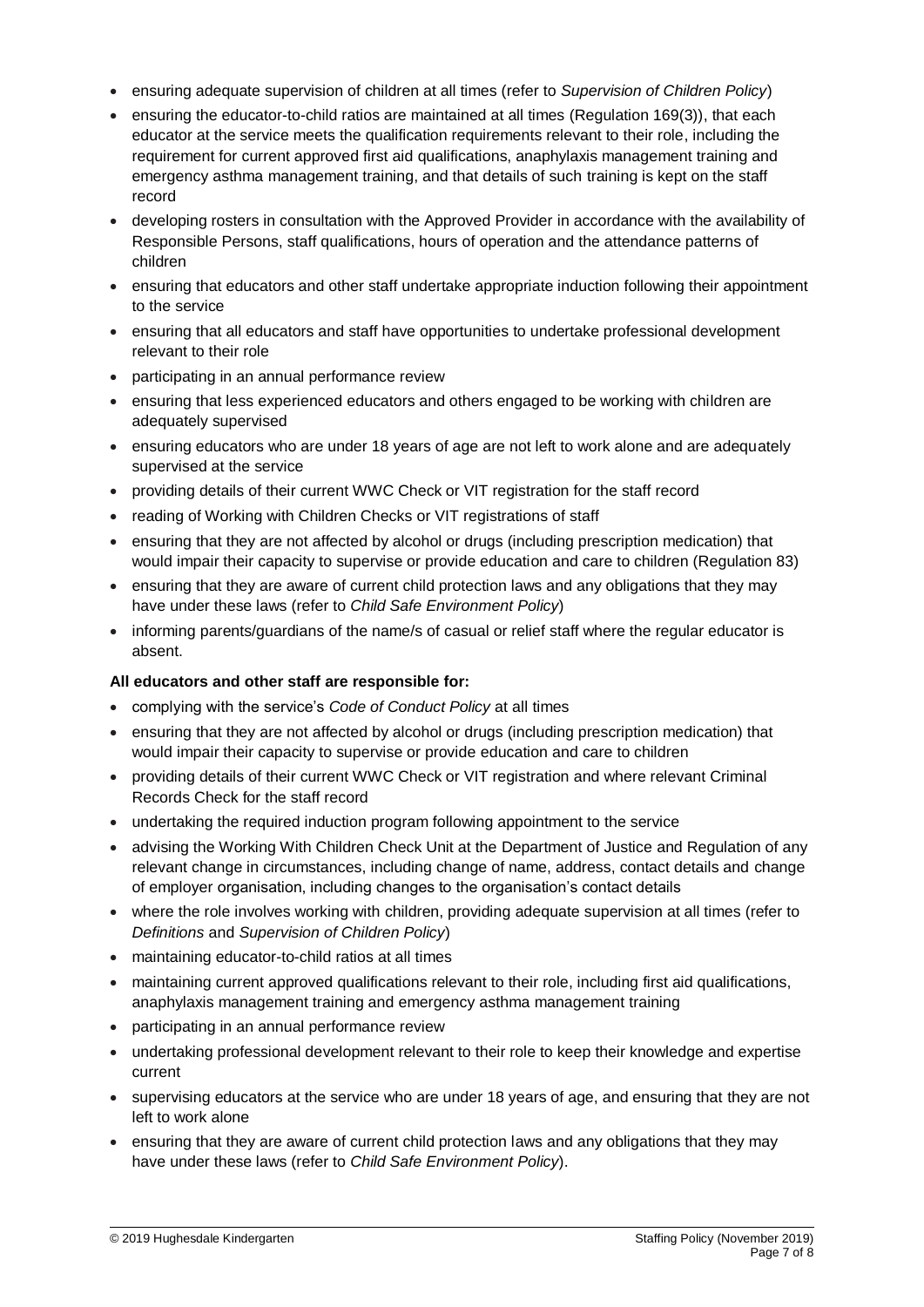- ensuring adequate supervision of children at all times (refer to *Supervision of Children Policy*)
- ensuring the educator-to-child ratios are maintained at all times (Regulation 169(3)), that each educator at the service meets the qualification requirements relevant to their role, including the requirement for current approved first aid qualifications, anaphylaxis management training and emergency asthma management training, and that details of such training is kept on the staff record
- developing rosters in consultation with the Approved Provider in accordance with the availability of Responsible Persons, staff qualifications, hours of operation and the attendance patterns of children
- ensuring that educators and other staff undertake appropriate induction following their appointment to the service
- ensuring that all educators and staff have opportunities to undertake professional development relevant to their role
- participating in an annual performance review
- ensuring that less experienced educators and others engaged to be working with children are adequately supervised
- ensuring educators who are under 18 years of age are not left to work alone and are adequately supervised at the service
- providing details of their current WWC Check or VIT registration for the staff record
- reading of Working with Children Checks or VIT registrations of staff
- ensuring that they are not affected by alcohol or drugs (including prescription medication) that would impair their capacity to supervise or provide education and care to children (Regulation 83)
- ensuring that they are aware of current child protection laws and any obligations that they may have under these laws (refer to *Child Safe Environment Policy*)
- informing parents/guardians of the name/s of casual or relief staff where the regular educator is absent.

**All educators and other staff are responsible for:**

- complying with the service's *Code of Conduct Policy* at all times
- ensuring that they are not affected by alcohol or drugs (including prescription medication) that would impair their capacity to supervise or provide education and care to children
- providing details of their current WWC Check or VIT registration and where relevant Criminal Records Check for the staff record
- undertaking the required induction program following appointment to the service
- advising the Working With Children Check Unit at the Department of Justice and Regulation of any relevant change in circumstances, including change of name, address, contact details and change of employer organisation, including changes to the organisation's contact details
- where the role involves working with children, providing adequate supervision at all times (refer to *Definitions* and *Supervision of Children Policy*)
- maintaining educator-to-child ratios at all times
- maintaining current approved qualifications relevant to their role, including first aid qualifications, anaphylaxis management training and emergency asthma management training
- participating in an annual performance review
- undertaking professional development relevant to their role to keep their knowledge and expertise current
- supervising educators at the service who are under 18 years of age, and ensuring that they are not left to work alone
- ensuring that they are aware of current child protection laws and any obligations that they may have under these laws (refer to *Child Safe Environment Policy*).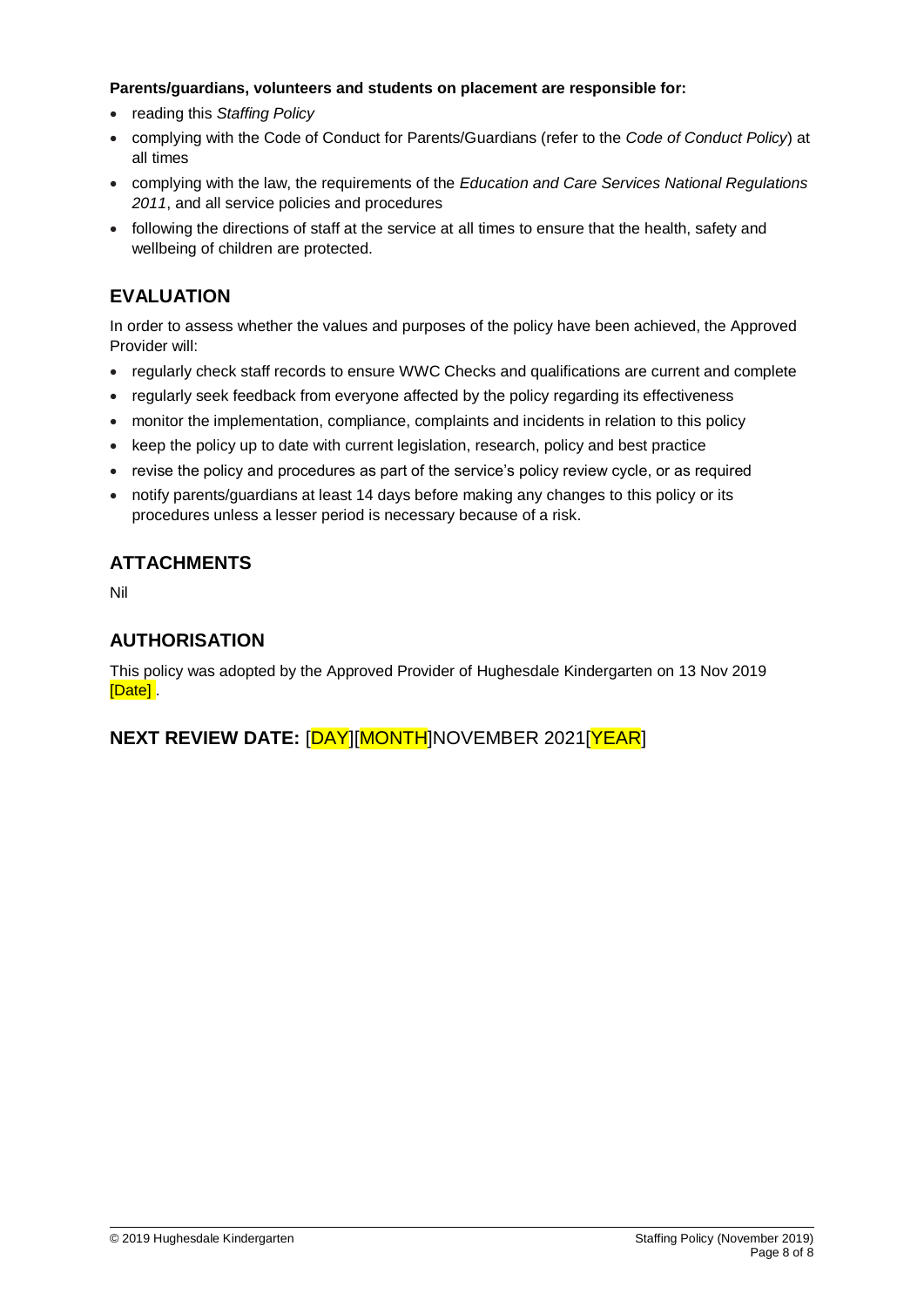**Parents/guardians, volunteers and students on placement are responsible for:**

- reading this *Staffing Policy*
- complying with the Code of Conduct for Parents/Guardians (refer to the *Code of Conduct Policy*) at all times
- complying with the law, the requirements of the *Education and Care Services National Regulations 2011*, and all service policies and procedures
- following the directions of staff at the service at all times to ensure that the health, safety and wellbeing of children are protected.

## EVALUATION

In order to assess whether the values and purposes of the policy have been achieved, the Approved Provider will:

- regularly check staff records to ensure WWC Checks and qualifications are current and complete
- regularly seek feedback from everyone affected by the policy regarding its effectiveness
- monitor the implementation, compliance, complaints and incidents in relation to this policy
- keep the policy up to date with current legislation, research, policy and best practice
- revise the policy and procedures as part of the service's policy review cycle, or as required
- notify parents/guardians at least 14 days before making any changes to this policy or its procedures unless a lesser period is necessary because of a risk.

## ATTACHMENTS

Nil

## AUTHORISATION

This policy was adopted by the Approved Provider of Hughesdale Kindergarten on 13 Nov 2019 [Date] .

## NEXT REVIEW DATE: [DAY][MONTH]NOVEMBER 2021[YEAR]